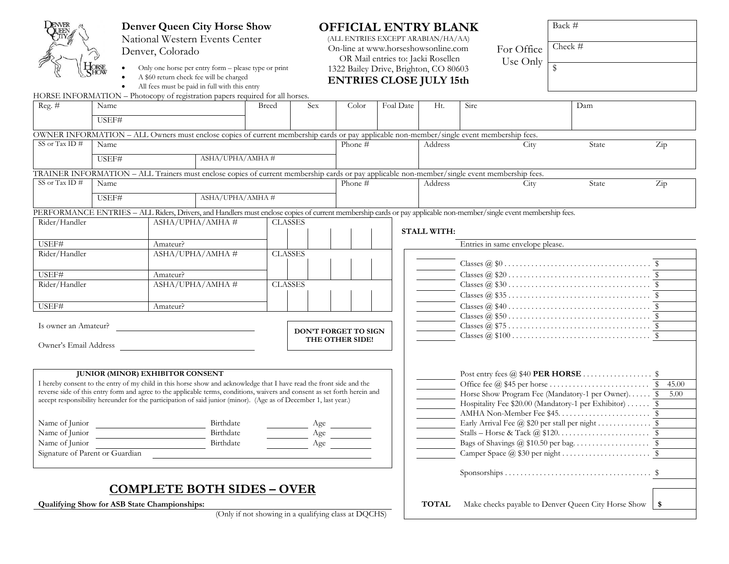# Denver Queen City Horse Show

National Western Events Center
Denver, Colorado

- Only one horse per entry form – please type or print
- A $60 return check fee will be charged
- All fees must be paid in full with this entry

## OFFICIAL ENTRY BLANK

(ALL ENTRIES EXCEPT ARABIAN/HA/AA)
On-line at www.horseshowsonline.com
OR Mail entries to: Jacki Rosellen
1322 Bailey Drive, Brighton, CO 80603

**ENTRIES CLOSE JULY 15th**

For Office Use Only

| Back # |
|---|
| Check # |
| $ |

HORSE INFORMATION – Photocopy of registration papers required for all horses.

| Reg. # | Name | Breed | Sex | Color | Foal Date | Ht. | Sire | Dam |
|---|---|---|---|---|---|---|---|---|
| | USEF# | | | | | | | |

OWNER INFORMATION – ALL Owners must enclose copies of current membership cards or pay applicable non-member/single event membership fees.

| SS or Tax ID # | Name | | Phone # | Address | City | State | Zip |
|---|---|---|---|---|---|---|---|
| | USEF# | ASHA/UPHA/AMHA # | | | | | |

TRAINER INFORMATION – ALL Trainers must enclose copies of current membership cards or pay applicable non-member/single event membership fees.

| SS or Tax ID # | Name | | Phone # | Address | City | State | Zip |
|---|---|---|---|---|---|---|---|
| | USEF# | ASHA/UPHA/AMHA # | | | | | |

PERFORMANCE ENTRIES – ALL Riders, Drivers, and Handlers must enclose copies of current membership cards or pay applicable non-member/single event membership fees.

| Rider/Handler | ASHA/UPHA/AMHA # | CLASSES | | | | | |
|---|---|---|---|---|---|---|---|
| USEF# | Amateur? | | | | | | |
| Rider/Handler | ASHA/UPHA/AMHA # | CLASSES | | | | | |
| USEF# | Amateur? | | | | | | |
| Rider/Handler | ASHA/UPHA/AMHA # | CLASSES | | | | | |
| USEF# | Amateur? | | | | | | |

Is owner an Amateur? ____________________

Owner's Email Address ____________________

**DON'T FORGET TO SIGN THE OTHER SIDE!**

**STALL WITH:** ____________________

Entries in same envelope please.

| Qty | Item | Amount |
|---|---|---|
| | Classes @ $0 | $ |
| | Classes @ $20 | $ |
| | Classes @ $30 | $ |
| | Classes @ $35 | $ |
| | Classes @ $40 | $ |
| | Classes @ $50 | $ |
| | Classes @ $75 | $ |
| | Classes @ $100 | $ |
| | Post entry fees @ $40 **PER HORSE** | $ |
| | Office fee @ $45 per horse | $ 45.00 |
| | Horse Show Program Fee (Mandatory-1 per Owner) | $ 5.00 |
| | Hospitality Fee $20.00 (Mandatory-1 per Exhibitor) | $ |
| | AMHA Non-Member Fee $45. | $ |
| | Early Arrival Fee @ $20 per stall per night | $ |
| | Stalls – Horse & Tack @ $120. | $ |
| | Bags of Shavings @ $10.50 per bag. | $ |
| | Camper Space @ $30 per night | $ |
| | Sponsorships | $ |
| **TOTAL** | Make checks payable to Denver Queen City Horse Show | **$** |

### JUNIOR (MINOR) EXHIBITOR CONSENT

I hereby consent to the entry of my child in this horse show and acknowledge that I have read the front side and the reverse side of this entry form and agree to the applicable terms, conditions, waivers and consent as set forth herein and accept responsibility hereunder for the participation of said junior (minor). (Age as of December 1, last year.)

Name of Junior ____________________ Birthdate __________ Age __________

Name of Junior ____________________ Birthdate __________ Age __________

Name of Junior ____________________ Birthdate __________ Age __________

Signature of Parent or Guardian ____________________

## COMPLETE BOTH SIDES – OVER

**Qualifying Show for ASB State Championships:** ____________________

(Only if not showing in a qualifying class at DQCHS)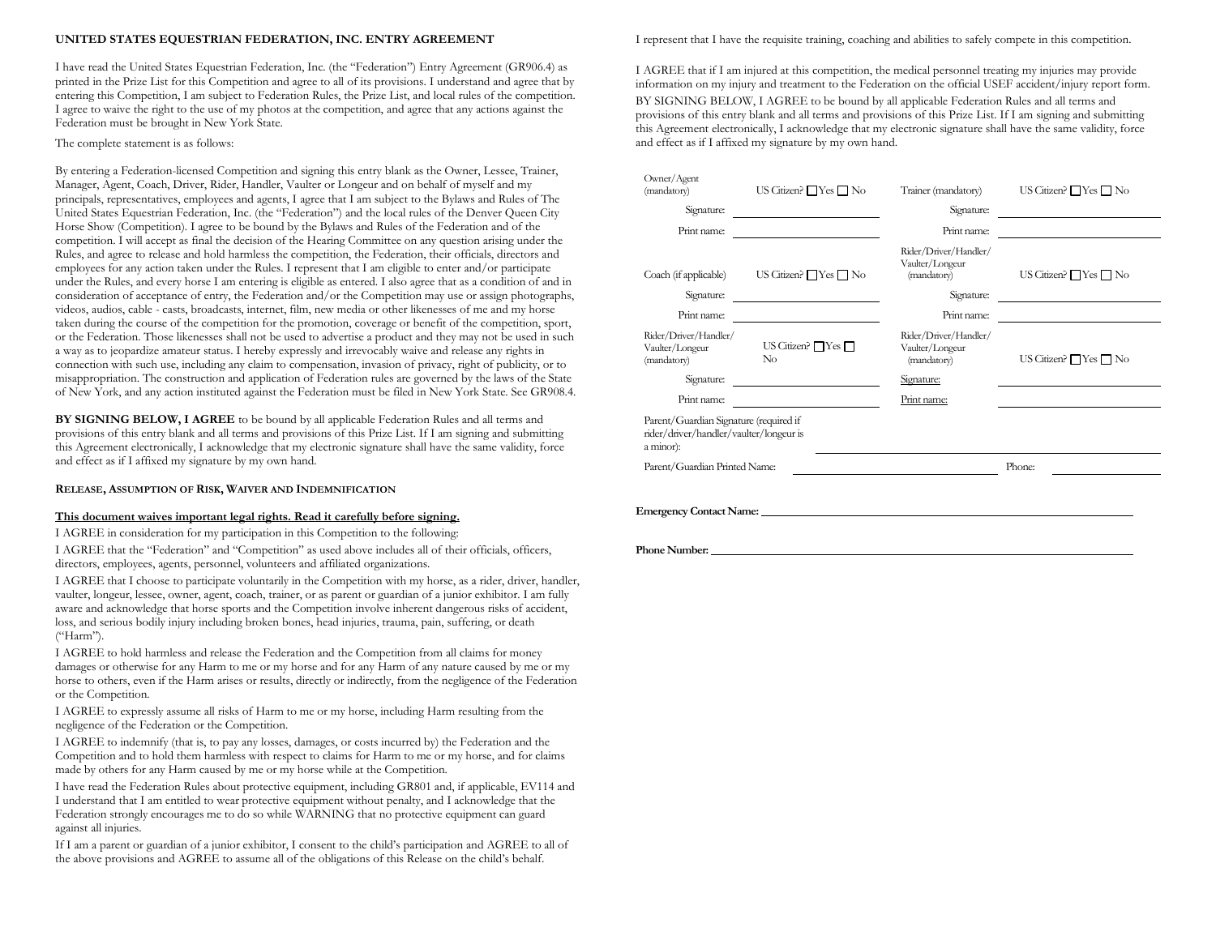## UNITED STATES EQUESTRIAN FEDERATION, INC. ENTRY AGREEMENT

I have read the United States Equestrian Federation, Inc. (the "Federation") Entry Agreement (GR906.4) as printed in the Prize List for this Competition and agree to all of its provisions. I understand and agree that by entering this Competition, I am subject to Federation Rules, the Prize List, and local rules of the competition. I agree to waive the right to the use of my photos at the competition, and agree that any actions against the Federation must be brought in New York State.

The complete statement is as follows:

By entering a Federation-licensed Competition and signing this entry blank as the Owner, Lessee, Trainer, Manager, Agent, Coach, Driver, Rider, Handler, Vaulter or Longeur and on behalf of myself and my principals, representatives, employees and agents, I agree that I am subject to the Bylaws and Rules of The United States Equestrian Federation, Inc. (the "Federation") and the local rules of the Denver Queen City Horse Show (Competition). I agree to be bound by the Bylaws and Rules of the Federation and of the competition. I will accept as final the decision of the Hearing Committee on any question arising under the Rules, and agree to release and hold harmless the competition, the Federation, their officials, directors and employees for any action taken under the Rules. I represent that I am eligible to enter and/or participate under the Rules, and every horse I am entering is eligible as entered. I also agree that as a condition of and in consideration of acceptance of entry, the Federation and/or the Competition may use or assign photographs, videos, audios, cable - casts, broadcasts, internet, film, new media or other likenesses of me and my horse taken during the course of the competition for the promotion, coverage or benefit of the competition, sport, or the Federation. Those likenesses shall not be used to advertise a product and they may not be used in such a way as to jeopardize amateur status. I hereby expressly and irrevocably waive and release any rights in connection with such use, including any claim to compensation, invasion of privacy, right of publicity, or to misappropriation. The construction and application of Federation rules are governed by the laws of the State of New York, and any action instituted against the Federation must be filed in New York State. See GR908.4.

**BY SIGNING BELOW, I AGREE** to be bound by all applicable Federation Rules and all terms and provisions of this entry blank and all terms and provisions of this Prize List. If I am signing and submitting this Agreement electronically, I acknowledge that my electronic signature shall have the same validity, force and effect as if I affixed my signature by my own hand.

### RELEASE, ASSUMPTION OF RISK, WAIVER AND INDEMNIFICATION

**This document waives important legal rights. Read it carefully before signing.**

I AGREE in consideration for my participation in this Competition to the following:

I AGREE that the "Federation" and "Competition" as used above includes all of their officials, officers, directors, employees, agents, personnel, volunteers and affiliated organizations.

I AGREE that I choose to participate voluntarily in the Competition with my horse, as a rider, driver, handler, vaulter, longeur, lessee, owner, agent, coach, trainer, or as parent or guardian of a junior exhibitor. I am fully aware and acknowledge that horse sports and the Competition involve inherent dangerous risks of accident, loss, and serious bodily injury including broken bones, head injuries, trauma, pain, suffering, or death ("Harm").

I AGREE to hold harmless and release the Federation and the Competition from all claims for money damages or otherwise for any Harm to me or my horse and for any Harm of any nature caused by me or my horse to others, even if the Harm arises or results, directly or indirectly, from the negligence of the Federation or the Competition.

I AGREE to expressly assume all risks of Harm to me or my horse, including Harm resulting from the negligence of the Federation or the Competition.

I AGREE to indemnify (that is, to pay any losses, damages, or costs incurred by) the Federation and the Competition and to hold them harmless with respect to claims for Harm to me or my horse, and for claims made by others for any Harm caused by me or my horse while at the Competition.

I have read the Federation Rules about protective equipment, including GR801 and, if applicable, EV114 and I understand that I am entitled to wear protective equipment without penalty, and I acknowledge that the Federation strongly encourages me to do so while WARNING that no protective equipment can guard against all injuries.

If I am a parent or guardian of a junior exhibitor, I consent to the child's participation and AGREE to all of the above provisions and AGREE to assume all of the obligations of this Release on the child's behalf.

I represent that I have the requisite training, coaching and abilities to safely compete in this competition.

I AGREE that if I am injured at this competition, the medical personnel treating my injuries may provide information on my injury and treatment to the Federation on the official USEF accident/injury report form.

BY SIGNING BELOW, I AGREE to be bound by all applicable Federation Rules and all terms and provisions of this entry blank and all terms and provisions of this Prize List. If I am signing and submitting this Agreement electronically, I acknowledge that my electronic signature shall have the same validity, force and effect as if I affixed my signature by my own hand.

| | | | |
|---|---|---|---|
| Owner/Agent (mandatory) | US Citizen? ☐ Yes ☐ No | Trainer (mandatory) | US Citizen? ☐ Yes ☐ No |
| Signature: | | Signature: | |
| Print name: | | Print name: | |
| Coach (if applicable) | US Citizen? ☐ Yes ☐ No | Rider/Driver/Handler/ Vaulter/Longeur (mandatory) | US Citizen? ☐ Yes ☐ No |
| Signature: | | Signature: | |
| Print name: | | Print name: | |
| Rider/Driver/Handler/ Vaulter/Longeur (mandatory) | US Citizen? ☐ Yes ☐ No | Rider/Driver/Handler/ Vaulter/Longeur (mandatory) | US Citizen? ☐ Yes ☐ No |
| Signature: | | Signature: | |
| Print name: | | Print name: | |

Parent/Guardian Signature (required if rider/driver/handler/vaulter/longeur is a minor): ______________________

Parent/Guardian Printed Name: ______________________ Phone: ____________

**Emergency Contact Name:** ______________________

**Phone Number:** ______________________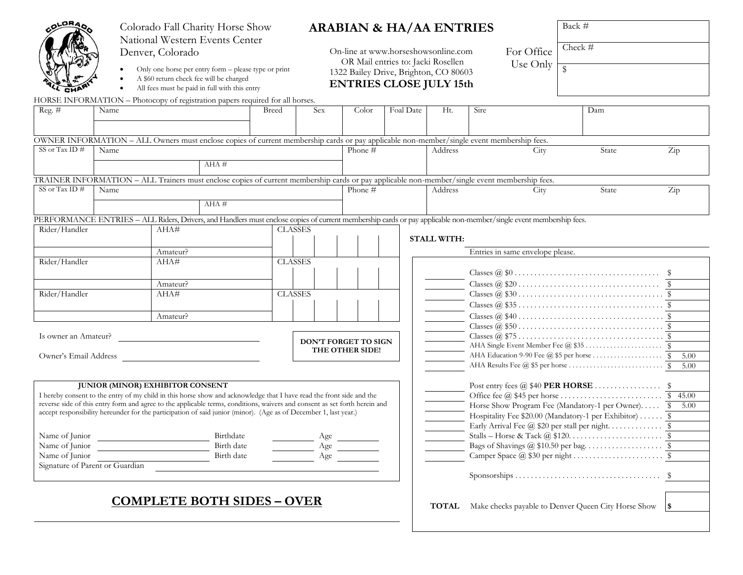Colorado Fall Charity Horse Show
National Western Events Center
Denver, Colorado

- Only one horse per entry form – please type or print
- A $60 return check fee will be charged
- All fees must be paid in full with this entry

# ARABIAN & HA/AA ENTRIES

On-line at www.horseshowsonline.com
OR Mail entries to: Jacki Rosellen
1322 Bailey Drive, Brighton, CO 80603

**ENTRIES CLOSE JULY 15th**

For Office Use Only

| Back # |
|---|
| Check # |
| $ |

HORSE INFORMATION – Photocopy of registration papers required for all horses.

| Reg. # | Name | Breed | Sex | Color | Foal Date | Ht. | Sire | Dam |
|---|---|---|---|---|---|---|---|---|
| | | | | | | | | |

OWNER INFORMATION – ALL Owners must enclose copies of current membership cards or pay applicable non-member/single event membership fees.

| SS or Tax ID # | Name | AHA # | Phone # | Address | City | State | Zip |
|---|---|---|---|---|---|---|---|
| | | | | | | | |

TRAINER INFORMATION – ALL Trainers must enclose copies of current membership cards or pay applicable non-member/single event membership fees.

| SS or Tax ID # | Name | AHA # | Phone # | Address | City | State | Zip |
|---|---|---|---|---|---|---|---|
| | | | | | | | |

PERFORMANCE ENTRIES – ALL Riders, Drivers, and Handlers must enclose copies of current membership cards or pay applicable non-member/single event membership fees.

| Rider/Handler | AHA# | CLASSES | | | | | |
|---|---|---|---|---|---|---|---|
| | Amateur? | | | | | | |
| Rider/Handler | AHA# | CLASSES | | | | | |
| | Amateur? | | | | | | |
| Rider/Handler | AHA# | CLASSES | | | | | |
| | Amateur? | | | | | | |

Is owner an Amateur? ______________

Owner's Email Address ______________

**DON'T FORGET TO SIGN THE OTHER SIDE!**

**STALL WITH:** ______________

Entries in same envelope please.

| | | |
|---|---|---|
| ____ | Classes @ $0 | $ |
| ____ | Classes @ $20 | $ |
| ____ | Classes @ $30 | $ |
| ____ | Classes @ $35 | $ |
| ____ | Classes @ $40 | $ |
| ____ | Classes @ $50 | $ |
| ____ | Classes @ $75 | $ |
| ____ | AHA Single Event Member Fee @ $35 | $ |
| ____ | AHA Education 9-90 Fee @ $5 per horse | $ 5.00 |
| ____ | AHA Results Fee @ $5 per horse | $ 5.00 |
| ____ | Post entry fees @ $40 **PER HORSE** | $ |
| ____ | Office fee @ $45 per horse | $ 45.00 |
| ____ | Horse Show Program Fee (Mandatory-1 per Owner) | $ 5.00 |
| ____ | Hospitality Fee $20.00 (Mandatory-1 per Exhibitor) | $ |
| ____ | Early Arrival Fee @ $20 per stall per night | $ |
| ____ | Stalls – Horse & Tack @ $120 | $ |
| ____ | Bags of Shavings @ $10.50 per bag | $ |
| ____ | Camper Space @ $30 per night | $ |
| | Sponsorships | $ |
| **TOTAL** | Make checks payable to Denver Queen City Horse Show | **$** |

### JUNIOR (MINOR) EXHIBITOR CONSENT

I hereby consent to the entry of my child in this horse show and acknowledge that I have read the front side and the reverse side of this entry form and agree to the applicable terms, conditions, waivers and consent as set forth herein and accept responsibility hereunder for the participation of said junior (minor). (Age as of December 1, last year.)

Name of Junior ______________ Birthdate ________ Age ________
Name of Junior ______________ Birth date ________ Age ________
Name of Junior ______________ Birth date ________ Age ________
Signature of Parent or Guardian ______________

## COMPLETE BOTH SIDES – OVER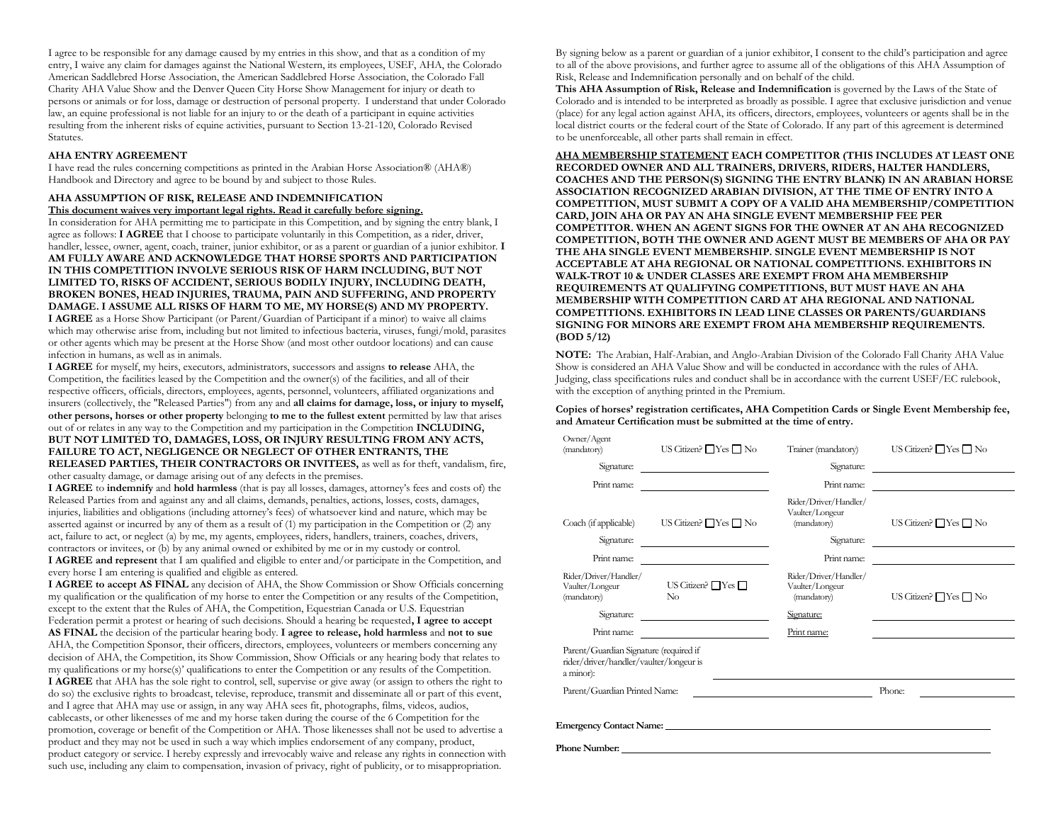I agree to be responsible for any damage caused by my entries in this show, and that as a condition of my entry, I waive any claim for damages against the National Western, its employees, USEF, AHA, the Colorado American Saddlebred Horse Association, the American Saddlebred Horse Association, the Colorado Fall Charity AHA Value Show and the Denver Queen City Horse Show Management for injury or death to persons or animals or for loss, damage or destruction of personal property. I understand that under Colorado law, an equine professional is not liable for an injury to or the death of a participant in equine activities resulting from the inherent risks of equine activities, pursuant to Section 13-21-120, Colorado Revised Statutes.

**AHA ENTRY AGREEMENT**

I have read the rules concerning competitions as printed in the Arabian Horse Association® (AHA®) Handbook and Directory and agree to be bound by and subject to those Rules.

**AHA ASSUMPTION OF RISK, RELEASE AND INDEMNIFICATION**

**This document waives very important legal rights. Read it carefully before signing.**

In consideration for AHA permitting me to participate in this Competition, and by signing the entry blank, I agree as follows: **I AGREE** that I choose to participate voluntarily in this Competition, as a rider, driver, handler, lessee, owner, agent, coach, trainer, junior exhibitor, or as a parent or guardian of a junior exhibitor. **I AM FULLY AWARE AND ACKNOWLEDGE THAT HORSE SPORTS AND PARTICIPATION IN THIS COMPETITION INVOLVE SERIOUS RISK OF HARM INCLUDING, BUT NOT LIMITED TO, RISKS OF ACCIDENT, SERIOUS BODILY INJURY, INCLUDING DEATH, BROKEN BONES, HEAD INJURIES, TRAUMA, PAIN AND SUFFERING, AND PROPERTY DAMAGE. I ASSUME ALL RISKS OF HARM TO ME, MY HORSE(S) AND MY PROPERTY.**

**I AGREE** as a Horse Show Participant (or Parent/Guardian of Participant if a minor) to waive all claims which may otherwise arise from, including but not limited to infectious bacteria, viruses, fungi/mold, parasites or other agents which may be present at the Horse Show (and most other outdoor locations) and can cause infection in humans, as well as in animals.

**I AGREE** for myself, my heirs, executors, administrators, successors and assigns **to release** AHA, the Competition, the facilities leased by the Competition and the owner(s) of the facilities, and all of their respective officers, officials, directors, employees, agents, personnel, volunteers, affiliated organizations and insurers (collectively, the "Released Parties") from any and **all claims for damage, loss, or injury to myself, other persons, horses or other property** belonging **to me to the fullest extent** permitted by law that arises out of or relates in any way to the Competition and my participation in the Competition **INCLUDING, BUT NOT LIMITED TO, DAMAGES, LOSS, OR INJURY RESULTING FROM ANY ACTS, FAILURE TO ACT, NEGLIGENCE OR NEGLECT OF OTHER ENTRANTS, THE RELEASED PARTIES, THEIR CONTRACTORS OR INVITEES,** as well as for theft, vandalism, fire, other casualty damage, or damage arising out of any defects in the premises.

**I AGREE** to **indemnify** and **hold harmless** (that is pay all losses, damages, attorney's fees and costs of) the Released Parties from and against any and all claims, demands, penalties, actions, losses, costs, damages, injuries, liabilities and obligations (including attorney's fees) of whatsoever kind and nature, which may be asserted against or incurred by any of them as a result of (1) my participation in the Competition or (2) any act, failure to act, or neglect (a) by me, my agents, employees, riders, handlers, trainers, coaches, drivers, contractors or invitees, or (b) by any animal owned or exhibited by me or in my custody or control.

**I AGREE and represent** that I am qualified and eligible to enter and/or participate in the Competition, and every horse I am entering is qualified and eligible as entered.

**I AGREE to accept AS FINAL** any decision of AHA, the Show Commission or Show Officials concerning my qualification or the qualification of my horse to enter the Competition or any results of the Competition, except to the extent that the Rules of AHA, the Competition, Equestrian Canada or U.S. Equestrian Federation permit a protest or hearing of such decisions. Should a hearing be requested**, I agree to accept AS FINAL** the decision of the particular hearing body. **I agree to release, hold harmless** and **not to sue** AHA, the Competition Sponsor, their officers, directors, employees, volunteers or members concerning any decision of AHA, the Competition, its Show Commission, Show Officials or any hearing body that relates to my qualifications or my horse(s)' qualifications to enter the Competition or any results of the Competition.

**I AGREE** that AHA has the sole right to control, sell, supervise or give away (or assign to others the right to do so) the exclusive rights to broadcast, televise, reproduce, transmit and disseminate all or part of this event, and I agree that AHA may use or assign, in any way AHA sees fit, photographs, films, videos, audios, cablecasts, or other likenesses of me and my horse taken during the course of the 6 Competition for the promotion, coverage or benefit of the Competition or AHA. Those likenesses shall not be used to advertise a product and they may not be used in such a way which implies endorsement of any company, product, product category or service. I hereby expressly and irrevocably waive and release any rights in connection with such use, including any claim to compensation, invasion of privacy, right of publicity, or to misappropriation.

By signing below as a parent or guardian of a junior exhibitor, I consent to the child's participation and agree to all of the above provisions, and further agree to assume all of the obligations of this AHA Assumption of Risk, Release and Indemnification personally and on behalf of the child.

**This AHA Assumption of Risk, Release and Indemnification** is governed by the Laws of the State of Colorado and is intended to be interpreted as broadly as possible. I agree that exclusive jurisdiction and venue (place) for any legal action against AHA, its officers, directors, employees, volunteers or agents shall be in the local district courts or the federal court of the State of Colorado. If any part of this agreement is determined to be unenforceable, all other parts shall remain in effect.

**AHA MEMBERSHIP STATEMENT EACH COMPETITOR (THIS INCLUDES AT LEAST ONE RECORDED OWNER AND ALL TRAINERS, DRIVERS, RIDERS, HALTER HANDLERS, COACHES AND THE PERSON(S) SIGNING THE ENTRY BLANK) IN AN ARABIAN HORSE ASSOCIATION RECOGNIZED ARABIAN DIVISION, AT THE TIME OF ENTRY INTO A COMPETITION, MUST SUBMIT A COPY OF A VALID AHA MEMBERSHIP/COMPETITION CARD, JOIN AHA OR PAY AN AHA SINGLE EVENT MEMBERSHIP FEE PER COMPETITOR. WHEN AN AGENT SIGNS FOR THE OWNER AT AN AHA RECOGNIZED COMPETITION, BOTH THE OWNER AND AGENT MUST BE MEMBERS OF AHA OR PAY THE AHA SINGLE EVENT MEMBERSHIP. SINGLE EVENT MEMBERSHIP IS NOT ACCEPTABLE AT AHA REGIONAL OR NATIONAL COMPETITIONS. EXHIBITORS IN WALK-TROT 10 & UNDER CLASSES ARE EXEMPT FROM AHA MEMBERSHIP REQUIREMENTS AT QUALIFYING COMPETITIONS, BUT MUST HAVE AN AHA MEMBERSHIP WITH COMPETITION CARD AT AHA REGIONAL AND NATIONAL COMPETITIONS. EXHIBITORS IN LEAD LINE CLASSES OR PARENTS/GUARDIANS SIGNING FOR MINORS ARE EXEMPT FROM AHA MEMBERSHIP REQUIREMENTS. (BOD 5/12)**

**NOTE:** The Arabian, Half-Arabian, and Anglo-Arabian Division of the Colorado Fall Charity AHA Value Show is considered an AHA Value Show and will be conducted in accordance with the rules of AHA. Judging, class specifications rules and conduct shall be in accordance with the current USEF/EC rulebook, with the exception of anything printed in the Premium.

**Copies of horses' registration certificates, AHA Competition Cards or Single Event Membership fee, and Amateur Certification must be submitted at the time of entry.**

| | | | |
|---|---|---|---|
| Owner/Agent (mandatory) | US Citizen? ☐ Yes ☐ No | Trainer (mandatory) | US Citizen? ☐ Yes ☐ No |
| Signature: | | Signature: | |
| Print name: | | Print name: | |
| Coach (if applicable) | US Citizen? ☐ Yes ☐ No | Rider/Driver/Handler/ Vaulter/Longeur (mandatory) | US Citizen? ☐ Yes ☐ No |
| Signature: | | Signature: | |
| Print name: | | Print name: | |
| Rider/Driver/Handler/ Vaulter/Longeur (mandatory) | US Citizen? ☐ Yes ☐ No | Rider/Driver/Handler/ Vaulter/Longeur (mandatory) | US Citizen? ☐ Yes ☐ No |
| Signature: | | Signature: | |
| Print name: | | Print name: | |

Parent/Guardian Signature (required if rider/driver/handler/vaulter/longeur is a minor): ______________________

Parent/Guardian Printed Name: ______________________ Phone: ______________

**Emergency Contact Name:** ______________________

**Phone Number:** ______________________